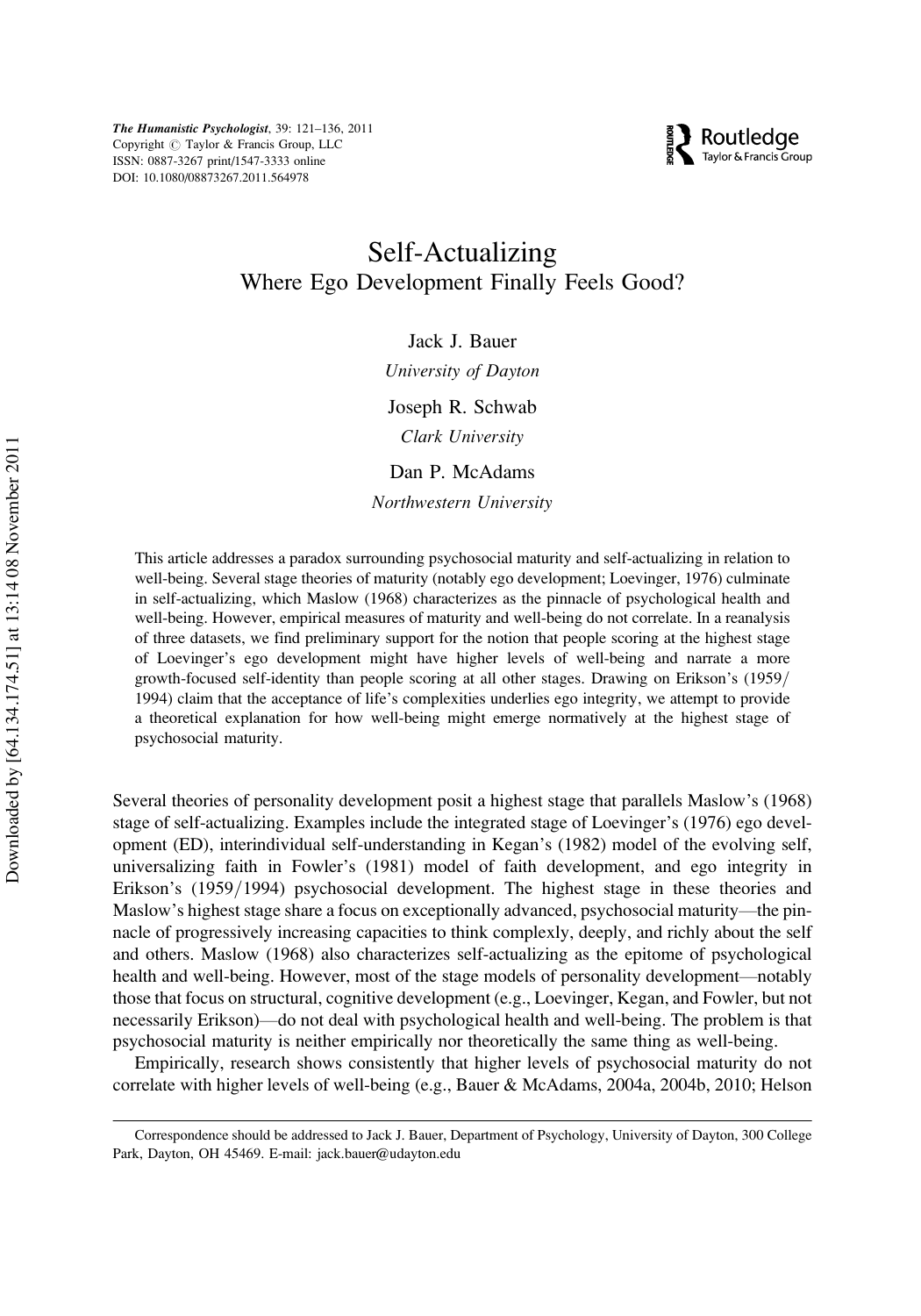# Self-Actualizing
## Where Ego Development Finally Feels Good?

Jack J. Bauer
*University of Dayton*

Joseph R. Schwab
*Clark University*

Dan P. McAdams
*Northwestern University*

This article addresses a paradox surrounding psychosocial maturity and self-actualizing in relation to well-being. Several stage theories of maturity (notably ego development; Loevinger, 1976) culminate in self-actualizing, which Maslow (1968) characterizes as the pinnacle of psychological health and well-being. However, empirical measures of maturity and well-being do not correlate. In a reanalysis of three datasets, we find preliminary support for the notion that people scoring at the highest stage of Loevinger's ego development might have higher levels of well-being and narrate a more growth-focused self-identity than people scoring at all other stages. Drawing on Erikson's (1959/1994) claim that the acceptance of life's complexities underlies ego integrity, we attempt to provide a theoretical explanation for how well-being might emerge normatively at the highest stage of psychosocial maturity.

Several theories of personality development posit a highest stage that parallels Maslow's (1968) stage of self-actualizing. Examples include the integrated stage of Loevinger's (1976) ego development (ED), interindividual self-understanding in Kegan's (1982) model of the evolving self, universalizing faith in Fowler's (1981) model of faith development, and ego integrity in Erikson's (1959/1994) psychosocial development. The highest stage in these theories and Maslow's highest stage share a focus on exceptionally advanced, psychosocial maturity—the pinnacle of progressively increasing capacities to think complexly, deeply, and richly about the self and others. Maslow (1968) also characterizes self-actualizing as the epitome of psychological health and well-being. However, most of the stage models of personality development—notably those that focus on structural, cognitive development (e.g., Loevinger, Kegan, and Fowler, but not necessarily Erikson)—do not deal with psychological health and well-being. The problem is that psychosocial maturity is neither empirically nor theoretically the same thing as well-being.

Empirically, research shows consistently that higher levels of psychosocial maturity do not correlate with higher levels of well-being (e.g., Bauer & McAdams, 2004a, 2004b, 2010; Helson

Correspondence should be addressed to Jack J. Bauer, Department of Psychology, University of Dayton, 300 College Park, Dayton, OH 45469. E-mail: jack.bauer@udayton.edu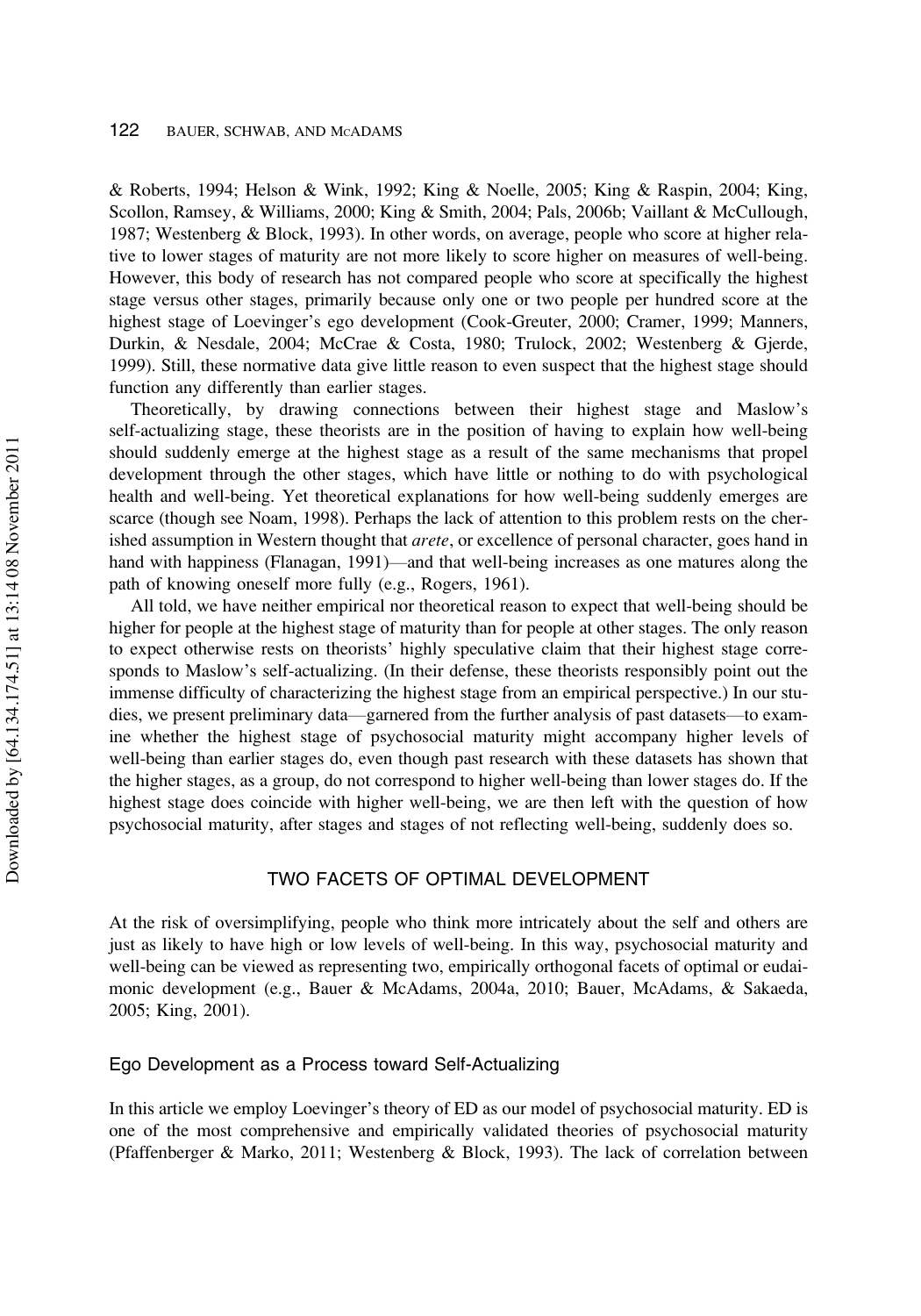& Roberts, 1994; Helson & Wink, 1992; King & Noelle, 2005; King & Raspin, 2004; King, Scollon, Ramsey, & Williams, 2000; King & Smith, 2004; Pals, 2006b; Vaillant & McCullough, 1987; Westenberg & Block, 1993). In other words, on average, people who score at higher relative to lower stages of maturity are not more likely to score higher on measures of well-being. However, this body of research has not compared people who score at specifically the highest stage versus other stages, primarily because only one or two people per hundred score at the highest stage of Loevinger's ego development (Cook-Greuter, 2000; Cramer, 1999; Manners, Durkin, & Nesdale, 2004; McCrae & Costa, 1980; Trulock, 2002; Westenberg & Gjerde, 1999). Still, these normative data give little reason to even suspect that the highest stage should function any differently than earlier stages.

Theoretically, by drawing connections between their highest stage and Maslow's self-actualizing stage, these theorists are in the position of having to explain how well-being should suddenly emerge at the highest stage as a result of the same mechanisms that propel development through the other stages, which have little or nothing to do with psychological health and well-being. Yet theoretical explanations for how well-being suddenly emerges are scarce (though see Noam, 1998). Perhaps the lack of attention to this problem rests on the cherished assumption in Western thought that *arete*, or excellence of personal character, goes hand in hand with happiness (Flanagan, 1991)—and that well-being increases as one matures along the path of knowing oneself more fully (e.g., Rogers, 1961).

All told, we have neither empirical nor theoretical reason to expect that well-being should be higher for people at the highest stage of maturity than for people at other stages. The only reason to expect otherwise rests on theorists' highly speculative claim that their highest stage corresponds to Maslow's self-actualizing. (In their defense, these theorists responsibly point out the immense difficulty of characterizing the highest stage from an empirical perspective.) In our studies, we present preliminary data—garnered from the further analysis of past datasets—to examine whether the highest stage of psychosocial maturity might accompany higher levels of well-being than earlier stages do, even though past research with these datasets has shown that the higher stages, as a group, do not correspond to higher well-being than lower stages do. If the highest stage does coincide with higher well-being, we are then left with the question of how psychosocial maturity, after stages and stages of not reflecting well-being, suddenly does so.

## TWO FACETS OF OPTIMAL DEVELOPMENT

At the risk of oversimplifying, people who think more intricately about the self and others are just as likely to have high or low levels of well-being. In this way, psychosocial maturity and well-being can be viewed as representing two, empirically orthogonal facets of optimal or eudaimonic development (e.g., Bauer & McAdams, 2004a, 2010; Bauer, McAdams, & Sakaeda, 2005; King, 2001).

### Ego Development as a Process toward Self-Actualizing

In this article we employ Loevinger's theory of ED as our model of psychosocial maturity. ED is one of the most comprehensive and empirically validated theories of psychosocial maturity (Pfaffenberger & Marko, 2011; Westenberg & Block, 1993). The lack of correlation between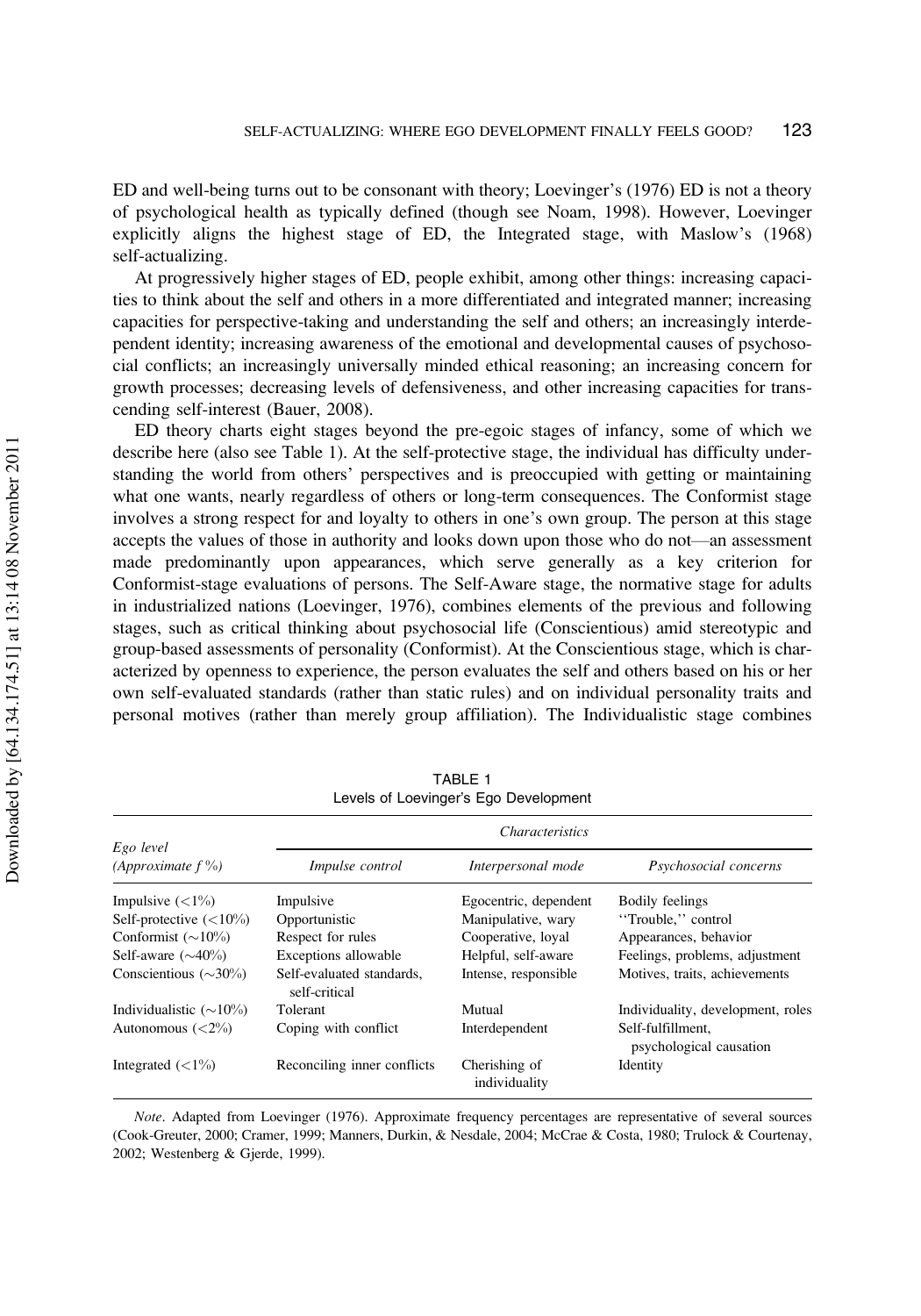ED and well-being turns out to be consonant with theory; Loevinger's (1976) ED is not a theory of psychological health as typically defined (though see Noam, 1998). However, Loevinger explicitly aligns the highest stage of ED, the Integrated stage, with Maslow's (1968) self-actualizing.

At progressively higher stages of ED, people exhibit, among other things: increasing capacities to think about the self and others in a more differentiated and integrated manner; increasing capacities for perspective-taking and understanding the self and others; an increasingly interdependent identity; increasing awareness of the emotional and developmental causes of psychosocial conflicts; an increasingly universally minded ethical reasoning; an increasing concern for growth processes; decreasing levels of defensiveness, and other increasing capacities for transcending self-interest (Bauer, 2008).

ED theory charts eight stages beyond the pre-egoic stages of infancy, some of which we describe here (also see Table 1). At the self-protective stage, the individual has difficulty understanding the world from others' perspectives and is preoccupied with getting or maintaining what one wants, nearly regardless of others or long-term consequences. The Conformist stage involves a strong respect for and loyalty to others in one's own group. The person at this stage accepts the values of those in authority and looks down upon those who do not—an assessment made predominantly upon appearances, which serve generally as a key criterion for Conformist-stage evaluations of persons. The Self-Aware stage, the normative stage for adults in industrialized nations (Loevinger, 1976), combines elements of the previous and following stages, such as critical thinking about psychosocial life (Conscientious) amid stereotypic and group-based assessments of personality (Conformist). At the Conscientious stage, which is characterized by openness to experience, the person evaluates the self and others based on his or her own self-evaluated standards (rather than static rules) and on individual personality traits and personal motives (rather than merely group affiliation). The Individualistic stage combines

TABLE 1
Levels of Loevinger's Ego Development

| *Ego level (Approximate f %)* | *Characteristics* | | |
|---|---|---|---|
| | *Impulse control* | *Interpersonal mode* | *Psychosocial concerns* |
| Impulsive (<1%) | Impulsive | Egocentric, dependent | Bodily feelings |
| Self-protective (<10%) | Opportunistic | Manipulative, wary | "Trouble," control |
| Conformist (~10%) | Respect for rules | Cooperative, loyal | Appearances, behavior |
| Self-aware (~40%) | Exceptions allowable | Helpful, self-aware | Feelings, problems, adjustment |
| Conscientious (~30%) | Self-evaluated standards, self-critical | Intense, responsible | Motives, traits, achievements |
| Individualistic (~10%) | Tolerant | Mutual | Individuality, development, roles |
| Autonomous (<2%) | Coping with conflict | Interdependent | Self-fulfillment, psychological causation |
| Integrated (<1%) | Reconciling inner conflicts | Cherishing of individuality | Identity |

*Note*. Adapted from Loevinger (1976). Approximate frequency percentages are representative of several sources (Cook-Greuter, 2000; Cramer, 1999; Manners, Durkin, & Nesdale, 2004; McCrae & Costa, 1980; Trulock & Courtenay, 2002; Westenberg & Gjerde, 1999).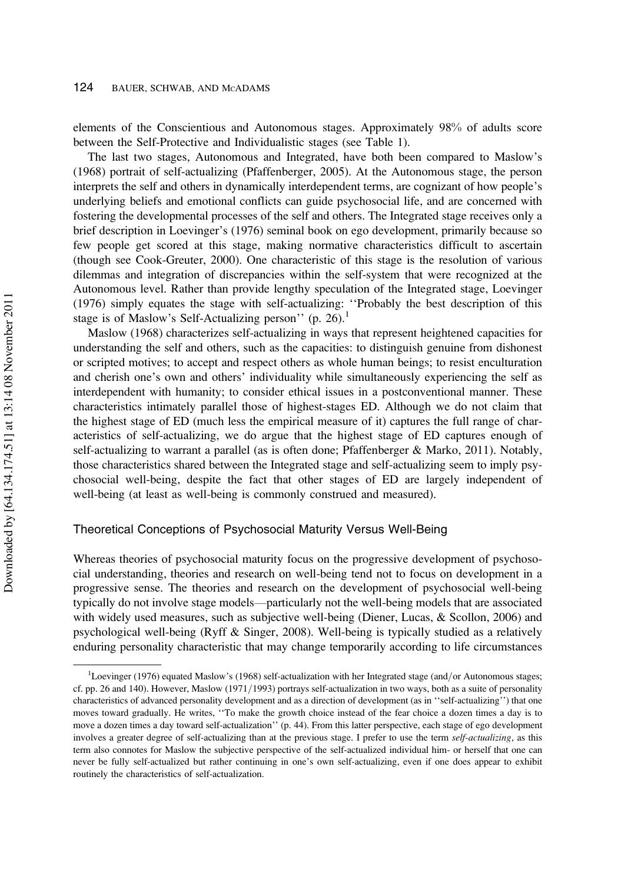elements of the Conscientious and Autonomous stages. Approximately 98% of adults score between the Self-Protective and Individualistic stages (see Table 1).

The last two stages, Autonomous and Integrated, have both been compared to Maslow's (1968) portrait of self-actualizing (Pfaffenberger, 2005). At the Autonomous stage, the person interprets the self and others in dynamically interdependent terms, are cognizant of how people's underlying beliefs and emotional conflicts can guide psychosocial life, and are concerned with fostering the developmental processes of the self and others. The Integrated stage receives only a brief description in Loevinger's (1976) seminal book on ego development, primarily because so few people get scored at this stage, making normative characteristics difficult to ascertain (though see Cook-Greuter, 2000). One characteristic of this stage is the resolution of various dilemmas and integration of discrepancies within the self-system that were recognized at the Autonomous level. Rather than provide lengthy speculation of the Integrated stage, Loevinger (1976) simply equates the stage with self-actualizing: ''Probably the best description of this stage is of Maslow's Self-Actualizing person'' (p. 26).[1]

Maslow (1968) characterizes self-actualizing in ways that represent heightened capacities for understanding the self and others, such as the capacities: to distinguish genuine from dishonest or scripted motives; to accept and respect others as whole human beings; to resist enculturation and cherish one's own and others' individuality while simultaneously experiencing the self as interdependent with humanity; to consider ethical issues in a postconventional manner. These characteristics intimately parallel those of highest-stages ED. Although we do not claim that the highest stage of ED (much less the empirical measure of it) captures the full range of characteristics of self-actualizing, we do argue that the highest stage of ED captures enough of self-actualizing to warrant a parallel (as is often done; Pfaffenberger & Marko, 2011). Notably, those characteristics shared between the Integrated stage and self-actualizing seem to imply psychosocial well-being, despite the fact that other stages of ED are largely independent of well-being (at least as well-being is commonly construed and measured).

## Theoretical Conceptions of Psychosocial Maturity Versus Well-Being

Whereas theories of psychosocial maturity focus on the progressive development of psychosocial understanding, theories and research on well-being tend not to focus on development in a progressive sense. The theories and research on the development of psychosocial well-being typically do not involve stage models—particularly not the well-being models that are associated with widely used measures, such as subjective well-being (Diener, Lucas, & Scollon, 2006) and psychological well-being (Ryff & Singer, 2008). Well-being is typically studied as a relatively enduring personality characteristic that may change temporarily according to life circumstances

[1]Loevinger (1976) equated Maslow's (1968) self-actualization with her Integrated stage (and/or Autonomous stages; cf. pp. 26 and 140). However, Maslow (1971/1993) portrays self-actualization in two ways, both as a suite of personality characteristics of advanced personality development and as a direction of development (as in ''self-actualizing'') that one moves toward gradually. He writes, ''To make the growth choice instead of the fear choice a dozen times a day is to move a dozen times a day toward self-actualization'' (p. 44). From this latter perspective, each stage of ego development involves a greater degree of self-actualizing than at the previous stage. I prefer to use the term *self-actualizing*, as this term also connotes for Maslow the subjective perspective of the self-actualized individual him- or herself that one can never be fully self-actualized but rather continuing in one's own self-actualizing, even if one does appear to exhibit routinely the characteristics of self-actualization.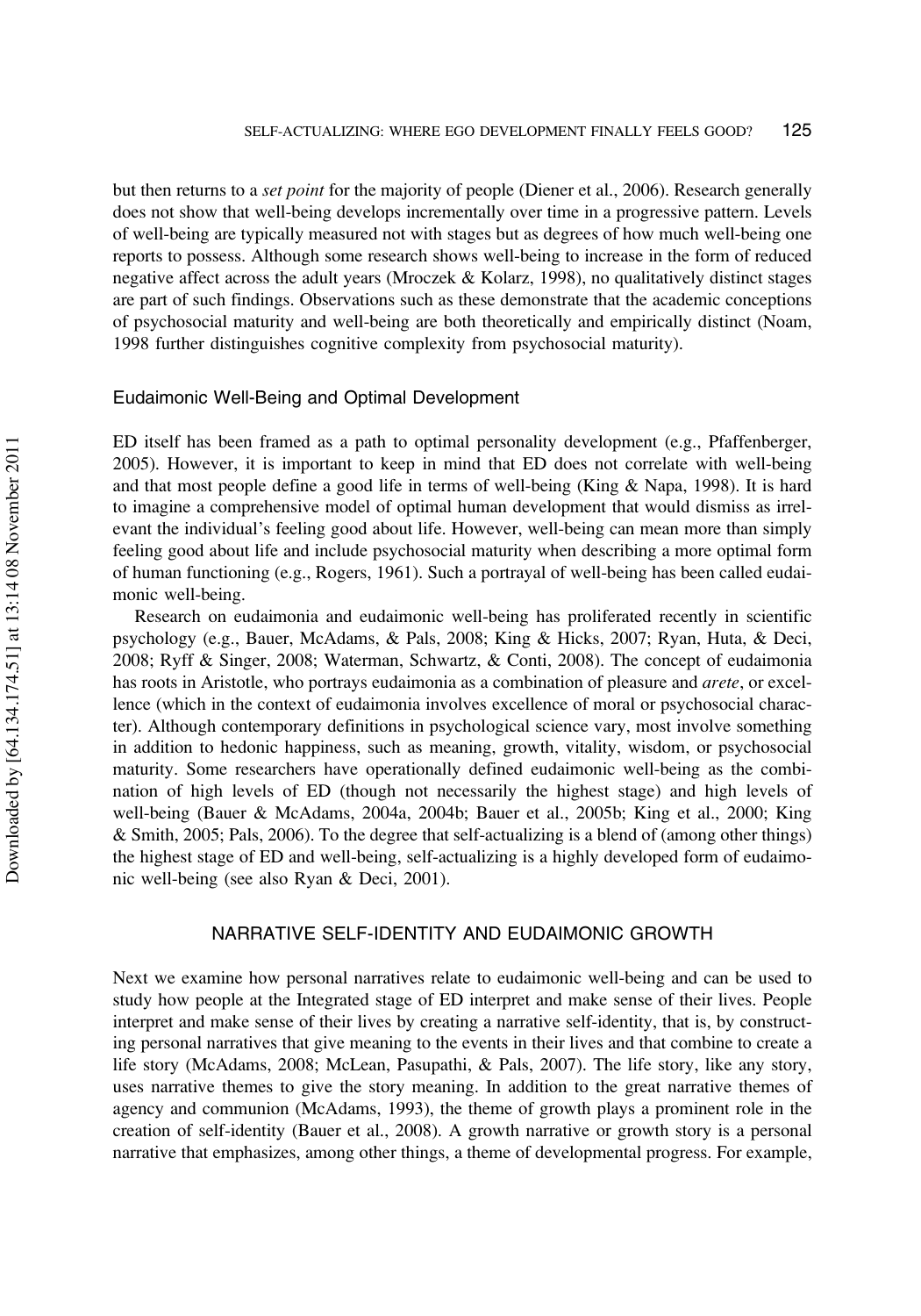but then returns to a *set point* for the majority of people (Diener et al., 2006). Research generally does not show that well-being develops incrementally over time in a progressive pattern. Levels of well-being are typically measured not with stages but as degrees of how much well-being one reports to possess. Although some research shows well-being to increase in the form of reduced negative affect across the adult years (Mroczek & Kolarz, 1998), no qualitatively distinct stages are part of such findings. Observations such as these demonstrate that the academic conceptions of psychosocial maturity and well-being are both theoretically and empirically distinct (Noam, 1998 further distinguishes cognitive complexity from psychosocial maturity).

### Eudaimonic Well-Being and Optimal Development

ED itself has been framed as a path to optimal personality development (e.g., Pfaffenberger, 2005). However, it is important to keep in mind that ED does not correlate with well-being and that most people define a good life in terms of well-being (King & Napa, 1998). It is hard to imagine a comprehensive model of optimal human development that would dismiss as irrelevant the individual's feeling good about life. However, well-being can mean more than simply feeling good about life and include psychosocial maturity when describing a more optimal form of human functioning (e.g., Rogers, 1961). Such a portrayal of well-being has been called eudaimonic well-being.

Research on eudaimonia and eudaimonic well-being has proliferated recently in scientific psychology (e.g., Bauer, McAdams, & Pals, 2008; King & Hicks, 2007; Ryan, Huta, & Deci, 2008; Ryff & Singer, 2008; Waterman, Schwartz, & Conti, 2008). The concept of eudaimonia has roots in Aristotle, who portrays eudaimonia as a combination of pleasure and *arete*, or excellence (which in the context of eudaimonia involves excellence of moral or psychosocial character). Although contemporary definitions in psychological science vary, most involve something in addition to hedonic happiness, such as meaning, growth, vitality, wisdom, or psychosocial maturity. Some researchers have operationally defined eudaimonic well-being as the combination of high levels of ED (though not necessarily the highest stage) and high levels of well-being (Bauer & McAdams, 2004a, 2004b; Bauer et al., 2005b; King et al., 2000; King & Smith, 2005; Pals, 2006). To the degree that self-actualizing is a blend of (among other things) the highest stage of ED and well-being, self-actualizing is a highly developed form of eudaimonic well-being (see also Ryan & Deci, 2001).

## NARRATIVE SELF-IDENTITY AND EUDAIMONIC GROWTH

Next we examine how personal narratives relate to eudaimonic well-being and can be used to study how people at the Integrated stage of ED interpret and make sense of their lives. People interpret and make sense of their lives by creating a narrative self-identity, that is, by constructing personal narratives that give meaning to the events in their lives and that combine to create a life story (McAdams, 2008; McLean, Pasupathi, & Pals, 2007). The life story, like any story, uses narrative themes to give the story meaning. In addition to the great narrative themes of agency and communion (McAdams, 1993), the theme of growth plays a prominent role in the creation of self-identity (Bauer et al., 2008). A growth narrative or growth story is a personal narrative that emphasizes, among other things, a theme of developmental progress. For example,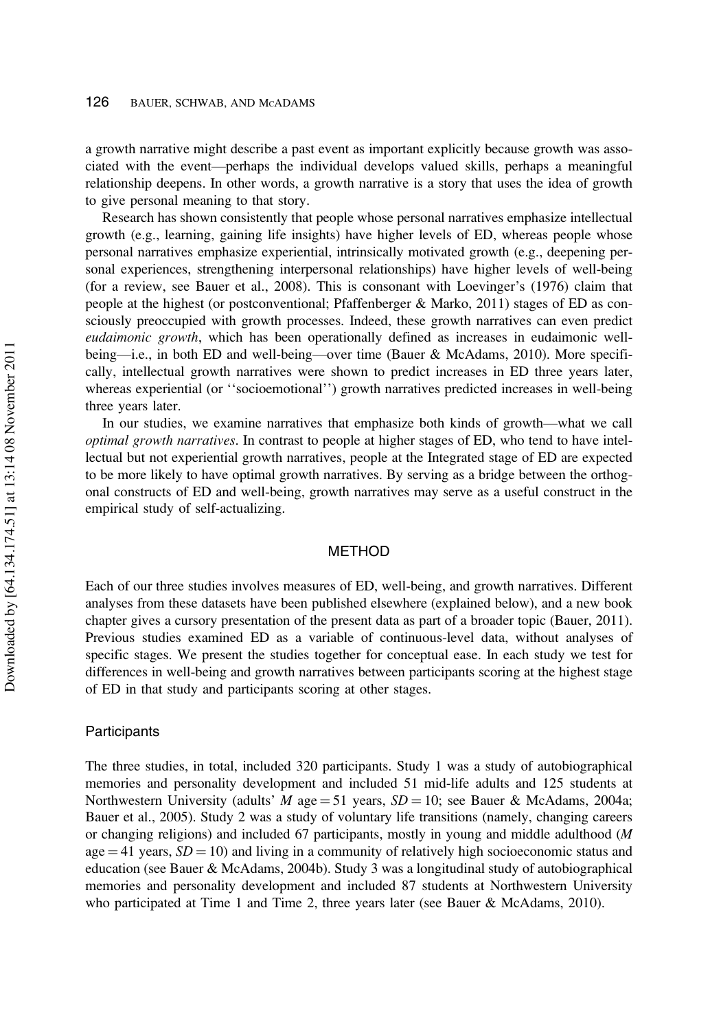a growth narrative might describe a past event as important explicitly because growth was associated with the event—perhaps the individual develops valued skills, perhaps a meaningful relationship deepens. In other words, a growth narrative is a story that uses the idea of growth to give personal meaning to that story.

Research has shown consistently that people whose personal narratives emphasize intellectual growth (e.g., learning, gaining life insights) have higher levels of ED, whereas people whose personal narratives emphasize experiential, intrinsically motivated growth (e.g., deepening personal experiences, strengthening interpersonal relationships) have higher levels of well-being (for a review, see Bauer et al., 2008). This is consonant with Loevinger's (1976) claim that people at the highest (or postconventional; Pfaffenberger & Marko, 2011) stages of ED as consciously preoccupied with growth processes. Indeed, these growth narratives can even predict *eudaimonic growth*, which has been operationally defined as increases in eudaimonic well-being—i.e., in both ED and well-being—over time (Bauer & McAdams, 2010). More specifically, intellectual growth narratives were shown to predict increases in ED three years later, whereas experiential (or ''socioemotional'') growth narratives predicted increases in well-being three years later.

In our studies, we examine narratives that emphasize both kinds of growth—what we call *optimal growth narratives*. In contrast to people at higher stages of ED, who tend to have intellectual but not experiential growth narratives, people at the Integrated stage of ED are expected to be more likely to have optimal growth narratives. By serving as a bridge between the orthogonal constructs of ED and well-being, growth narratives may serve as a useful construct in the empirical study of self-actualizing.

## METHOD

Each of our three studies involves measures of ED, well-being, and growth narratives. Different analyses from these datasets have been published elsewhere (explained below), and a new book chapter gives a cursory presentation of the present data as part of a broader topic (Bauer, 2011). Previous studies examined ED as a variable of continuous-level data, without analyses of specific stages. We present the studies together for conceptual ease. In each study we test for differences in well-being and growth narratives between participants scoring at the highest stage of ED in that study and participants scoring at other stages.

### Participants

The three studies, in total, included 320 participants. Study 1 was a study of autobiographical memories and personality development and included 51 mid-life adults and 125 students at Northwestern University (adults' $M$ age $= 51$ years, $SD = 10$; see Bauer & McAdams, 2004a; Bauer et al., 2005). Study 2 was a study of voluntary life transitions (namely, changing careers or changing religions) and included 67 participants, mostly in young and middle adulthood ($M$ age $= 41$ years, $SD = 10$) and living in a community of relatively high socioeconomic status and education (see Bauer & McAdams, 2004b). Study 3 was a longitudinal study of autobiographical memories and personality development and included 87 students at Northwestern University who participated at Time 1 and Time 2, three years later (see Bauer & McAdams, 2010).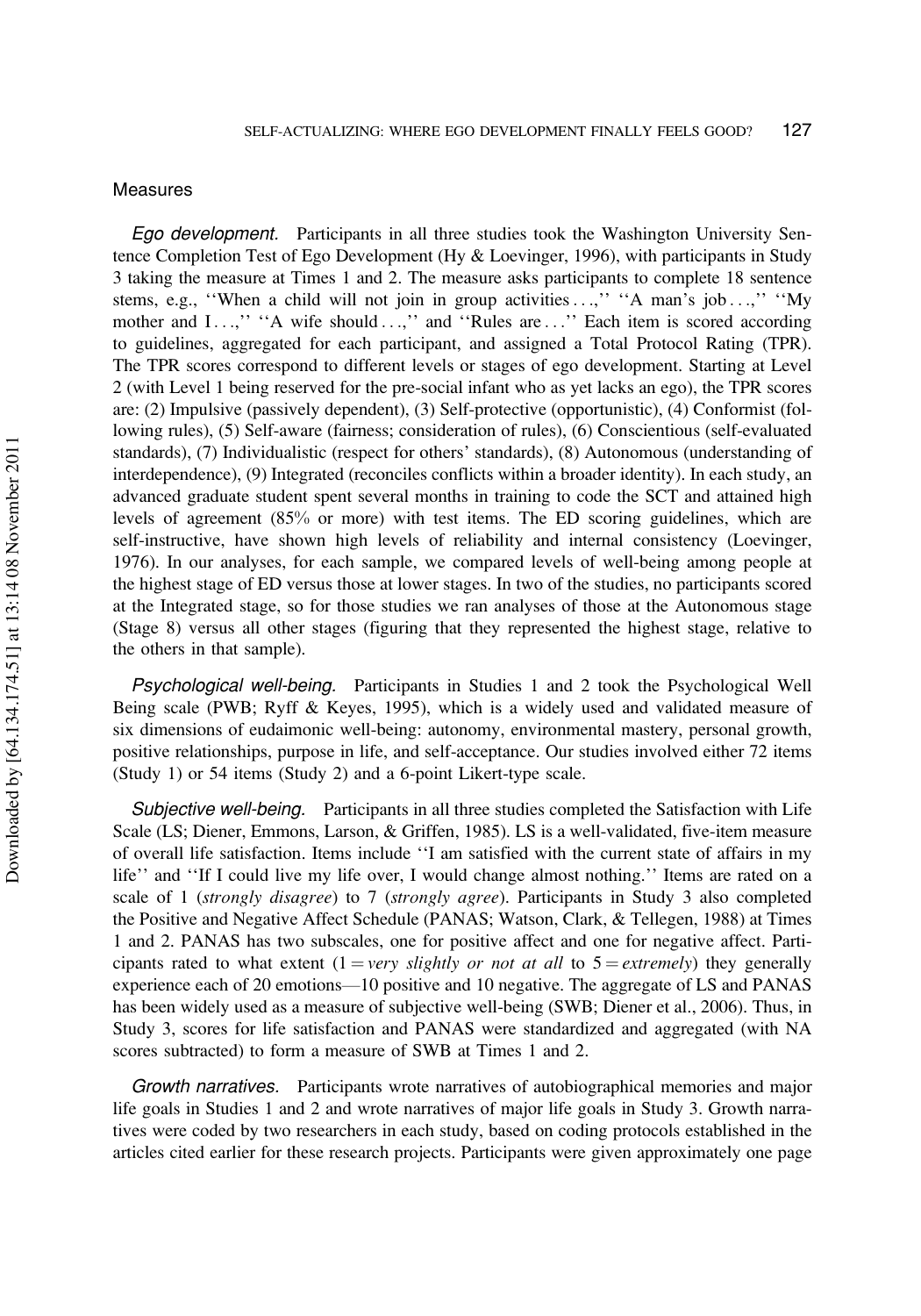## Measures

*Ego development.* Participants in all three studies took the Washington University Sentence Completion Test of Ego Development (Hy & Loevinger, 1996), with participants in Study 3 taking the measure at Times 1 and 2. The measure asks participants to complete 18 sentence stems, e.g., ''When a child will not join in group activities . . .,'' ''A man's job . . .,'' ''My mother and I . . .,'' ''A wife should . . .,'' and ''Rules are . . .'' Each item is scored according to guidelines, aggregated for each participant, and assigned a Total Protocol Rating (TPR). The TPR scores correspond to different levels or stages of ego development. Starting at Level 2 (with Level 1 being reserved for the pre-social infant who as yet lacks an ego), the TPR scores are: (2) Impulsive (passively dependent), (3) Self-protective (opportunistic), (4) Conformist (following rules), (5) Self-aware (fairness; consideration of rules), (6) Conscientious (self-evaluated standards), (7) Individualistic (respect for others' standards), (8) Autonomous (understanding of interdependence), (9) Integrated (reconciles conflicts within a broader identity). In each study, an advanced graduate student spent several months in training to code the SCT and attained high levels of agreement (85% or more) with test items. The ED scoring guidelines, which are self-instructive, have shown high levels of reliability and internal consistency (Loevinger, 1976). In our analyses, for each sample, we compared levels of well-being among people at the highest stage of ED versus those at lower stages. In two of the studies, no participants scored at the Integrated stage, so for those studies we ran analyses of those at the Autonomous stage (Stage 8) versus all other stages (figuring that they represented the highest stage, relative to the others in that sample).

*Psychological well-being.* Participants in Studies 1 and 2 took the Psychological Well Being scale (PWB; Ryff & Keyes, 1995), which is a widely used and validated measure of six dimensions of eudaimonic well-being: autonomy, environmental mastery, personal growth, positive relationships, purpose in life, and self-acceptance. Our studies involved either 72 items (Study 1) or 54 items (Study 2) and a 6-point Likert-type scale.

*Subjective well-being.* Participants in all three studies completed the Satisfaction with Life Scale (LS; Diener, Emmons, Larson, & Griffen, 1985). LS is a well-validated, five-item measure of overall life satisfaction. Items include ''I am satisfied with the current state of affairs in my life'' and ''If I could live my life over, I would change almost nothing.'' Items are rated on a scale of 1 (*strongly disagree*) to 7 (*strongly agree*). Participants in Study 3 also completed the Positive and Negative Affect Schedule (PANAS; Watson, Clark, & Tellegen, 1988) at Times 1 and 2. PANAS has two subscales, one for positive affect and one for negative affect. Participants rated to what extent (1 = *very slightly or not at all* to 5 = *extremely*) they generally experience each of 20 emotions—10 positive and 10 negative. The aggregate of LS and PANAS has been widely used as a measure of subjective well-being (SWB; Diener et al., 2006). Thus, in Study 3, scores for life satisfaction and PANAS were standardized and aggregated (with NA scores subtracted) to form a measure of SWB at Times 1 and 2.

*Growth narratives.* Participants wrote narratives of autobiographical memories and major life goals in Studies 1 and 2 and wrote narratives of major life goals in Study 3. Growth narratives were coded by two researchers in each study, based on coding protocols established in the articles cited earlier for these research projects. Participants were given approximately one page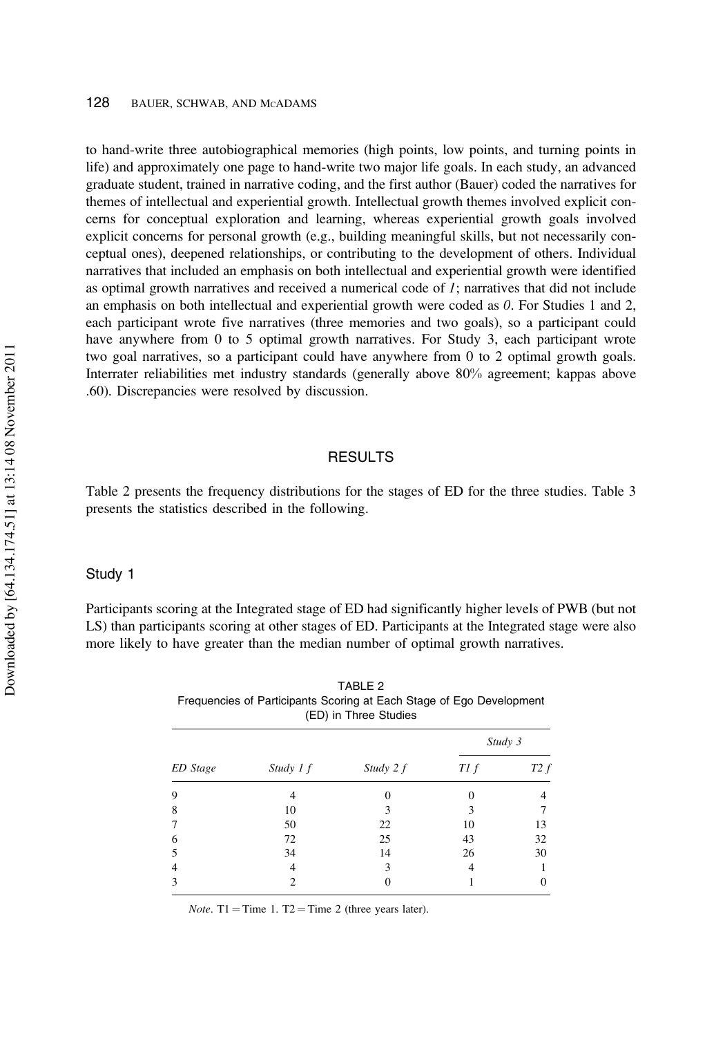to hand-write three autobiographical memories (high points, low points, and turning points in life) and approximately one page to hand-write two major life goals. In each study, an advanced graduate student, trained in narrative coding, and the first author (Bauer) coded the narratives for themes of intellectual and experiential growth. Intellectual growth themes involved explicit concerns for conceptual exploration and learning, whereas experiential growth goals involved explicit concerns for personal growth (e.g., building meaningful skills, but not necessarily conceptual ones), deepened relationships, or contributing to the development of others. Individual narratives that included an emphasis on both intellectual and experiential growth were identified as optimal growth narratives and received a numerical code of *1*; narratives that did not include an emphasis on both intellectual and experiential growth were coded as *0*. For Studies 1 and 2, each participant wrote five narratives (three memories and two goals), so a participant could have anywhere from 0 to 5 optimal growth narratives. For Study 3, each participant wrote two goal narratives, so a participant could have anywhere from 0 to 2 optimal growth goals. Interrater reliabilities met industry standards (generally above 80% agreement; kappas above .60). Discrepancies were resolved by discussion.

## RESULTS

Table 2 presents the frequency distributions for the stages of ED for the three studies. Table 3 presents the statistics described in the following.

### Study 1

Participants scoring at the Integrated stage of ED had significantly higher levels of PWB (but not LS) than participants scoring at other stages of ED. Participants at the Integrated stage were also more likely to have greater than the median number of optimal growth narratives.

TABLE 2
Frequencies of Participants Scoring at Each Stage of Ego Development (ED) in Three Studies

| | | | *Study 3* | |
|---|---|---|---|---|
| *ED Stage* | *Study 1 f* | *Study 2 f* | *T1 f* | *T2 f* |
| 9 | 4 | 0 | 0 | 4 |
| 8 | 10 | 3 | 3 | 7 |
| 7 | 50 | 22 | 10 | 13 |
| 6 | 72 | 25 | 43 | 32 |
| 5 | 34 | 14 | 26 | 30 |
| 4 | 4 | 3 | 4 | 1 |
| 3 | 2 | 0 | 1 | 0 |

*Note*. T1 = Time 1. T2 = Time 2 (three years later).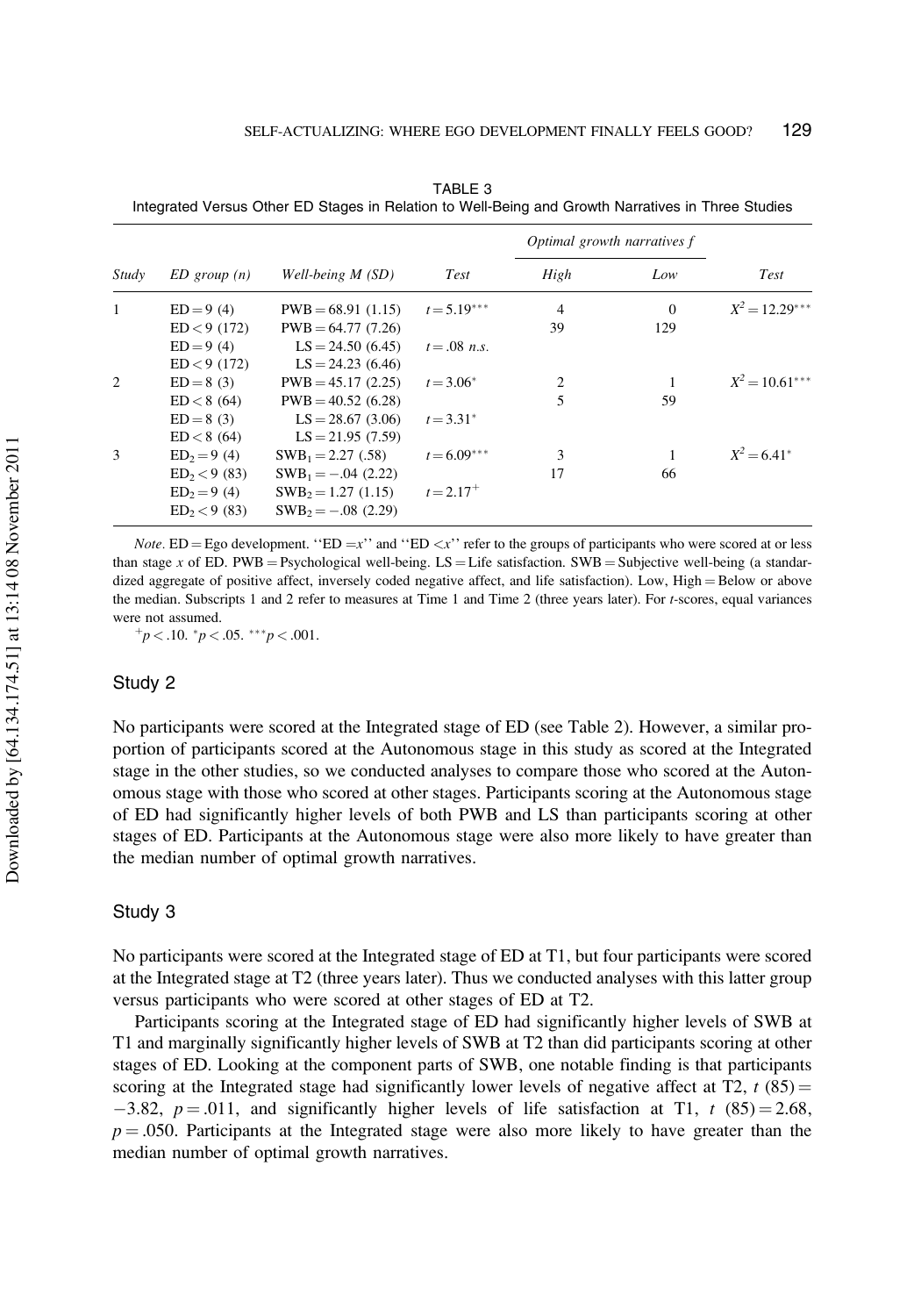TABLE 3
Integrated Versus Other ED Stages in Relation to Well-Being and Growth Narratives in Three Studies

| Study | ED group (n) | Well-being M (SD) | Test | Optimal growth narratives f | | Test |
|---|---|---|---|---|---|---|
| | | | | High | Low | |
| 1 | ED = 9 (4) | PWB = 68.91 (1.15) | $t = 5.19^{***}$ | 4 | 0 | $X^2 = 12.29^{***}$ |
| | ED < 9 (172) | PWB = 64.77 (7.26) | | 39 | 129 | |
| | ED = 9 (4) | LS = 24.50 (6.45) | $t = .08$ *n.s.* | | | |
| | ED < 9 (172) | LS = 24.23 (6.46) | | | | |
| 2 | ED = 8 (3) | PWB = 45.17 (2.25) | $t = 3.06^{*}$ | 2 | 1 | $X^2 = 10.61^{***}$ |
| | ED < 8 (64) | PWB = 40.52 (6.28) | | 5 | 59 | |
| | ED = 8 (3) | LS = 28.67 (3.06) | $t = 3.31^{*}$ | | | |
| | ED < 8 (64) | LS = 21.95 (7.59) | | | | |
| 3 | $ED_2 = 9$ (4) | $SWB_1 = 2.27$ (.58) | $t = 6.09^{***}$ | 3 | 1 | $X^2 = 6.41^{*}$ |
| | $ED_2 < 9$ (83) | $SWB_1 = -.04$ (2.22) | | 17 | 66 | |
| | $ED_2 = 9$ (4) | $SWB_2 = 1.27$ (1.15) | $t = 2.17^{+}$ | | | |
| | $ED_2 < 9$ (83) | $SWB_2 = -.08$ (2.29) | | | | |

*Note*. ED = Ego development. "ED = *x*" and "ED < *x*" refer to the groups of participants who were scored at or less than stage *x* of ED. PWB = Psychological well-being. LS = Life satisfaction. SWB = Subjective well-being (a standardized aggregate of positive affect, inversely coded negative affect, and life satisfaction). Low, High = Below or above the median. Subscripts 1 and 2 refer to measures at Time 1 and Time 2 (three years later). For *t*-scores, equal variances were not assumed.

$^{+}p < .10$. $^{*}p < .05$. $^{***}p < .001$.

## Study 2

No participants were scored at the Integrated stage of ED (see Table 2). However, a similar proportion of participants scored at the Autonomous stage in this study as scored at the Integrated stage in the other studies, so we conducted analyses to compare those who scored at the Autonomous stage with those who scored at other stages. Participants scoring at the Autonomous stage of ED had significantly higher levels of both PWB and LS than participants scoring at other stages of ED. Participants at the Autonomous stage were also more likely to have greater than the median number of optimal growth narratives.

## Study 3

No participants were scored at the Integrated stage of ED at T1, but four participants were scored at the Integrated stage at T2 (three years later). Thus we conducted analyses with this latter group versus participants who were scored at other stages of ED at T2.

Participants scoring at the Integrated stage of ED had significantly higher levels of SWB at T1 and marginally significantly higher levels of SWB at T2 than did participants scoring at other stages of ED. Looking at the component parts of SWB, one notable finding is that participants scoring at the Integrated stage had significantly lower levels of negative affect at T2, $t\ (85) = -3.82$, $p = .011$, and significantly higher levels of life satisfaction at T1, $t\ (85) = 2.68$, $p = .050$. Participants at the Integrated stage were also more likely to have greater than the median number of optimal growth narratives.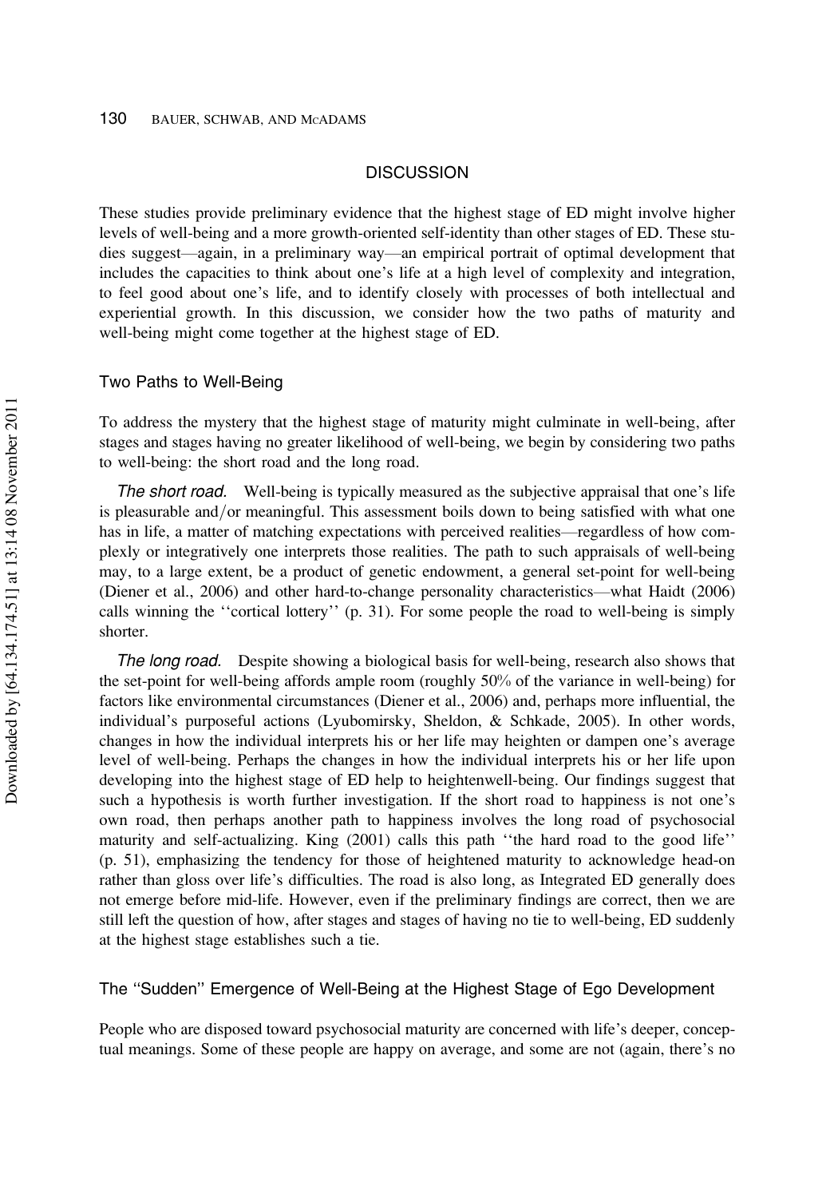## DISCUSSION

These studies provide preliminary evidence that the highest stage of ED might involve higher levels of well-being and a more growth-oriented self-identity than other stages of ED. These studies suggest—again, in a preliminary way—an empirical portrait of optimal development that includes the capacities to think about one's life at a high level of complexity and integration, to feel good about one's life, and to identify closely with processes of both intellectual and experiential growth. In this discussion, we consider how the two paths of maturity and well-being might come together at the highest stage of ED.

### Two Paths to Well-Being

To address the mystery that the highest stage of maturity might culminate in well-being, after stages and stages having no greater likelihood of well-being, we begin by considering two paths to well-being: the short road and the long road.

*The short road.* Well-being is typically measured as the subjective appraisal that one's life is pleasurable and/or meaningful. This assessment boils down to being satisfied with what one has in life, a matter of matching expectations with perceived realities—regardless of how complexly or integratively one interprets those realities. The path to such appraisals of well-being may, to a large extent, be a product of genetic endowment, a general set-point for well-being (Diener et al., 2006) and other hard-to-change personality characteristics—what Haidt (2006) calls winning the ''cortical lottery'' (p. 31). For some people the road to well-being is simply shorter.

*The long road.* Despite showing a biological basis for well-being, research also shows that the set-point for well-being affords ample room (roughly 50% of the variance in well-being) for factors like environmental circumstances (Diener et al., 2006) and, perhaps more influential, the individual's purposeful actions (Lyubomirsky, Sheldon, & Schkade, 2005). In other words, changes in how the individual interprets his or her life may heighten or dampen one's average level of well-being. Perhaps the changes in how the individual interprets his or her life upon developing into the highest stage of ED help to heightenwell-being. Our findings suggest that such a hypothesis is worth further investigation. If the short road to happiness is not one's own road, then perhaps another path to happiness involves the long road of psychosocial maturity and self-actualizing. King (2001) calls this path ''the hard road to the good life'' (p. 51), emphasizing the tendency for those of heightened maturity to acknowledge head-on rather than gloss over life's difficulties. The road is also long, as Integrated ED generally does not emerge before mid-life. However, even if the preliminary findings are correct, then we are still left the question of how, after stages and stages of having no tie to well-being, ED suddenly at the highest stage establishes such a tie.

### The ''Sudden'' Emergence of Well-Being at the Highest Stage of Ego Development

People who are disposed toward psychosocial maturity are concerned with life's deeper, conceptual meanings. Some of these people are happy on average, and some are not (again, there's no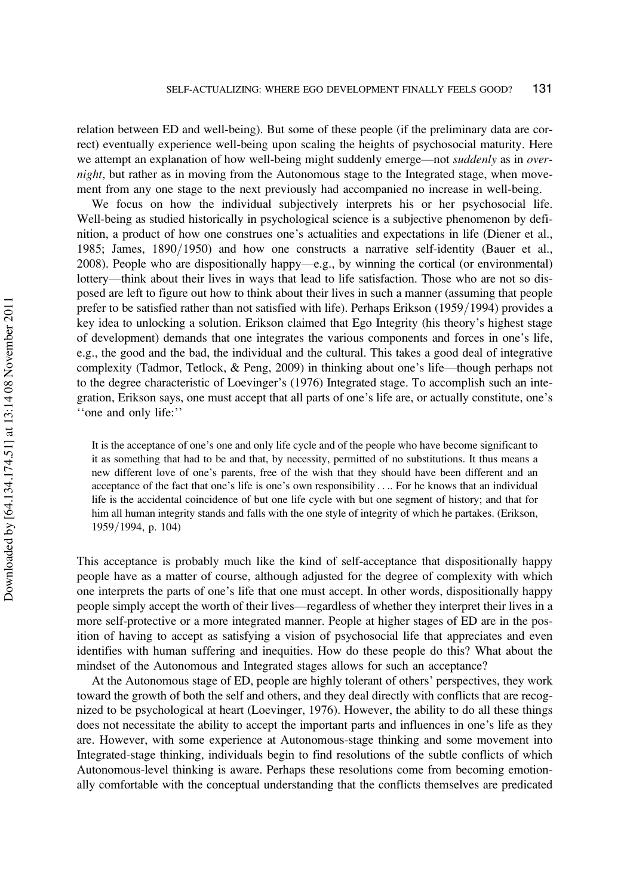relation between ED and well-being). But some of these people (if the preliminary data are correct) eventually experience well-being upon scaling the heights of psychosocial maturity. Here we attempt an explanation of how well-being might suddenly emerge—not *suddenly* as in *overnight*, but rather as in moving from the Autonomous stage to the Integrated stage, when movement from any one stage to the next previously had accompanied no increase in well-being.

We focus on how the individual subjectively interprets his or her psychosocial life. Well-being as studied historically in psychological science is a subjective phenomenon by definition, a product of how one construes one's actualities and expectations in life (Diener et al., 1985; James, 1890/1950) and how one constructs a narrative self-identity (Bauer et al., 2008). People who are dispositionally happy—e.g., by winning the cortical (or environmental) lottery—think about their lives in ways that lead to life satisfaction. Those who are not so disposed are left to figure out how to think about their lives in such a manner (assuming that people prefer to be satisfied rather than not satisfied with life). Perhaps Erikson (1959/1994) provides a key idea to unlocking a solution. Erikson claimed that Ego Integrity (his theory's highest stage of development) demands that one integrates the various components and forces in one's life, e.g., the good and the bad, the individual and the cultural. This takes a good deal of integrative complexity (Tadmor, Tetlock, & Peng, 2009) in thinking about one's life—though perhaps not to the degree characteristic of Loevinger's (1976) Integrated stage. To accomplish such an integration, Erikson says, one must accept that all parts of one's life are, or actually constitute, one's ''one and only life:''

> It is the acceptance of one's one and only life cycle and of the people who have become significant to it as something that had to be and that, by necessity, permitted of no substitutions. It thus means a new different love of one's parents, free of the wish that they should have been different and an acceptance of the fact that one's life is one's own responsibility . . .. For he knows that an individual life is the accidental coincidence of but one life cycle with but one segment of history; and that for him all human integrity stands and falls with the one style of integrity of which he partakes. (Erikson, 1959/1994, p. 104)

This acceptance is probably much like the kind of self-acceptance that dispositionally happy people have as a matter of course, although adjusted for the degree of complexity with which one interprets the parts of one's life that one must accept. In other words, dispositionally happy people simply accept the worth of their lives—regardless of whether they interpret their lives in a more self-protective or a more integrated manner. People at higher stages of ED are in the position of having to accept as satisfying a vision of psychosocial life that appreciates and even identifies with human suffering and inequities. How do these people do this? What about the mindset of the Autonomous and Integrated stages allows for such an acceptance?

At the Autonomous stage of ED, people are highly tolerant of others' perspectives, they work toward the growth of both the self and others, and they deal directly with conflicts that are recognized to be psychological at heart (Loevinger, 1976). However, the ability to do all these things does not necessitate the ability to accept the important parts and influences in one's life as they are. However, with some experience at Autonomous-stage thinking and some movement into Integrated-stage thinking, individuals begin to find resolutions of the subtle conflicts of which Autonomous-level thinking is aware. Perhaps these resolutions come from becoming emotionally comfortable with the conceptual understanding that the conflicts themselves are predicated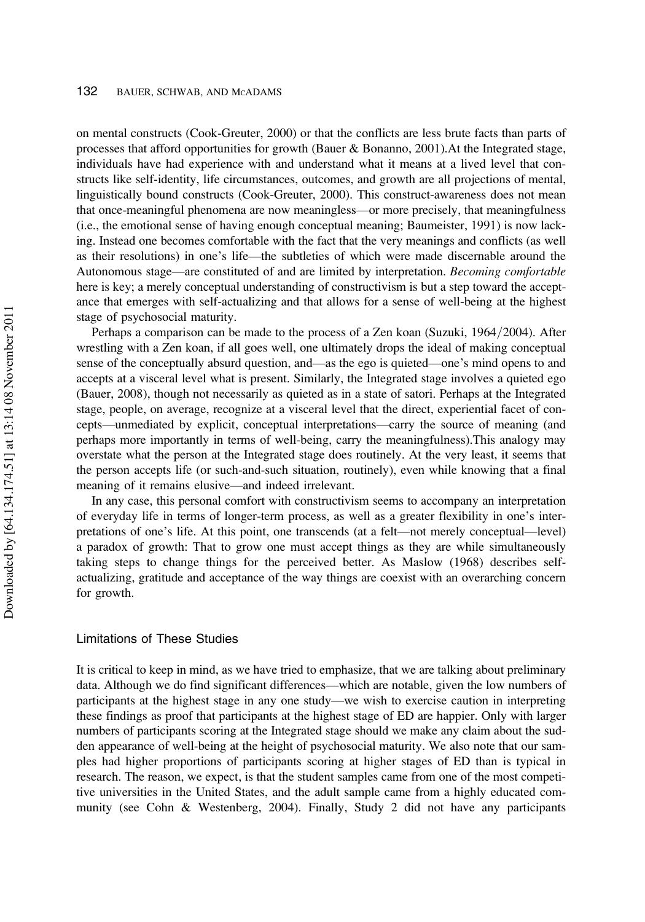on mental constructs (Cook-Greuter, 2000) or that the conflicts are less brute facts than parts of processes that afford opportunities for growth (Bauer & Bonanno, 2001).At the Integrated stage, individuals have had experience with and understand what it means at a lived level that constructs like self-identity, life circumstances, outcomes, and growth are all projections of mental, linguistically bound constructs (Cook-Greuter, 2000). This construct-awareness does not mean that once-meaningful phenomena are now meaningless—or more precisely, that meaningfulness (i.e., the emotional sense of having enough conceptual meaning; Baumeister, 1991) is now lacking. Instead one becomes comfortable with the fact that the very meanings and conflicts (as well as their resolutions) in one's life—the subtleties of which were made discernable around the Autonomous stage—are constituted of and are limited by interpretation. *Becoming comfortable* here is key; a merely conceptual understanding of constructivism is but a step toward the acceptance that emerges with self-actualizing and that allows for a sense of well-being at the highest stage of psychosocial maturity.

Perhaps a comparison can be made to the process of a Zen koan (Suzuki, 1964/2004). After wrestling with a Zen koan, if all goes well, one ultimately drops the ideal of making conceptual sense of the conceptually absurd question, and—as the ego is quieted—one's mind opens to and accepts at a visceral level what is present. Similarly, the Integrated stage involves a quieted ego (Bauer, 2008), though not necessarily as quieted as in a state of satori. Perhaps at the Integrated stage, people, on average, recognize at a visceral level that the direct, experiential facet of concepts—unmediated by explicit, conceptual interpretations—carry the source of meaning (and perhaps more importantly in terms of well-being, carry the meaningfulness).This analogy may overstate what the person at the Integrated stage does routinely. At the very least, it seems that the person accepts life (or such-and-such situation, routinely), even while knowing that a final meaning of it remains elusive—and indeed irrelevant.

In any case, this personal comfort with constructivism seems to accompany an interpretation of everyday life in terms of longer-term process, as well as a greater flexibility in one's interpretations of one's life. At this point, one transcends (at a felt—not merely conceptual—level) a paradox of growth: That to grow one must accept things as they are while simultaneously taking steps to change things for the perceived better. As Maslow (1968) describes self-actualizing, gratitude and acceptance of the way things are coexist with an overarching concern for growth.

## Limitations of These Studies

It is critical to keep in mind, as we have tried to emphasize, that we are talking about preliminary data. Although we do find significant differences—which are notable, given the low numbers of participants at the highest stage in any one study—we wish to exercise caution in interpreting these findings as proof that participants at the highest stage of ED are happier. Only with larger numbers of participants scoring at the Integrated stage should we make any claim about the sudden appearance of well-being at the height of psychosocial maturity. We also note that our samples had higher proportions of participants scoring at higher stages of ED than is typical in research. The reason, we expect, is that the student samples came from one of the most competitive universities in the United States, and the adult sample came from a highly educated community (see Cohn & Westenberg, 2004). Finally, Study 2 did not have any participants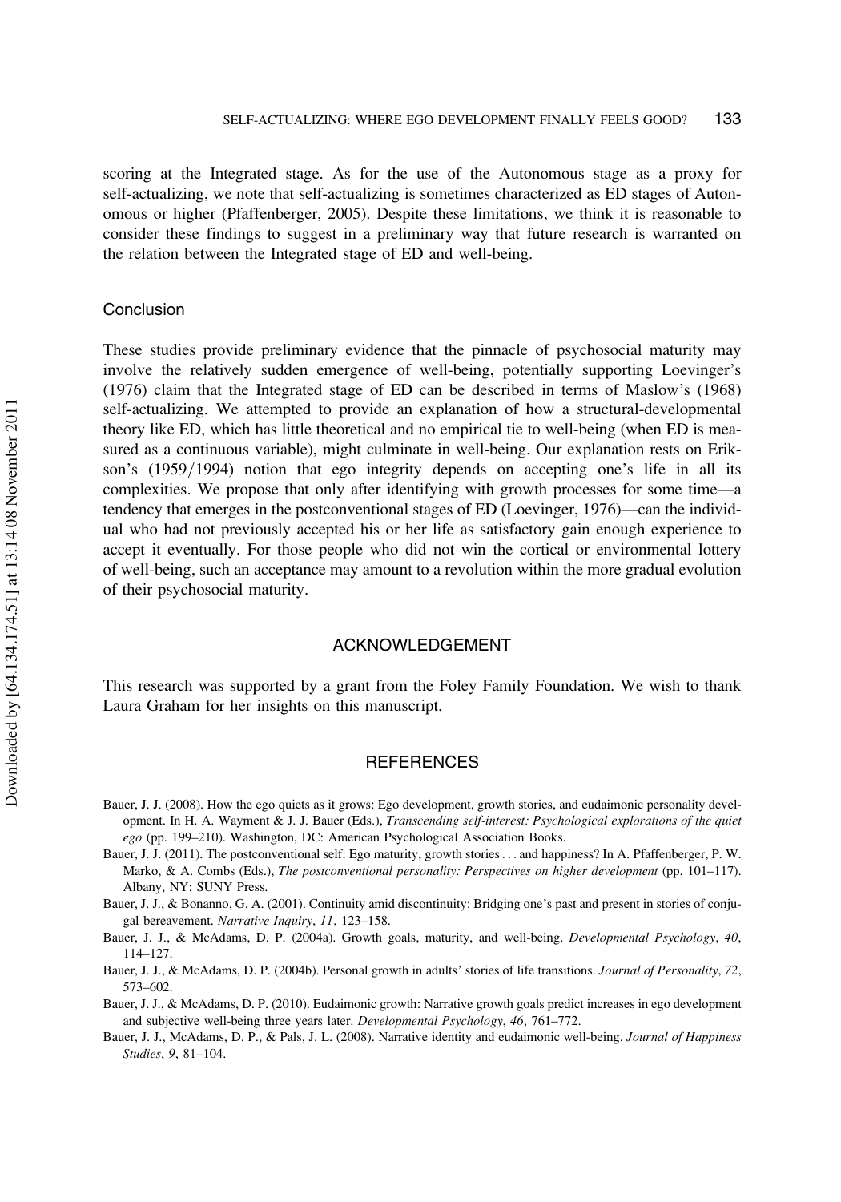scoring at the Integrated stage. As for the use of the Autonomous stage as a proxy for self-actualizing, we note that self-actualizing is sometimes characterized as ED stages of Autonomous or higher (Pfaffenberger, 2005). Despite these limitations, we think it is reasonable to consider these findings to suggest in a preliminary way that future research is warranted on the relation between the Integrated stage of ED and well-being.

### Conclusion

These studies provide preliminary evidence that the pinnacle of psychosocial maturity may involve the relatively sudden emergence of well-being, potentially supporting Loevinger's (1976) claim that the Integrated stage of ED can be described in terms of Maslow's (1968) self-actualizing. We attempted to provide an explanation of how a structural-developmental theory like ED, which has little theoretical and no empirical tie to well-being (when ED is measured as a continuous variable), might culminate in well-being. Our explanation rests on Erikson's (1959/1994) notion that ego integrity depends on accepting one's life in all its complexities. We propose that only after identifying with growth processes for some time—a tendency that emerges in the postconventional stages of ED (Loevinger, 1976)—can the individual who had not previously accepted his or her life as satisfactory gain enough experience to accept it eventually. For those people who did not win the cortical or environmental lottery of well-being, such an acceptance may amount to a revolution within the more gradual evolution of their psychosocial maturity.

## ACKNOWLEDGEMENT

This research was supported by a grant from the Foley Family Foundation. We wish to thank Laura Graham for her insights on this manuscript.

## REFERENCES

Bauer, J. J. (2008). How the ego quiets as it grows: Ego development, growth stories, and eudaimonic personality development. In H. A. Wayment & J. J. Bauer (Eds.), *Transcending self-interest: Psychological explorations of the quiet ego* (pp. 199–210). Washington, DC: American Psychological Association Books.

Bauer, J. J. (2011). The postconventional self: Ego maturity, growth stories . . . and happiness? In A. Pfaffenberger, P. W. Marko, & A. Combs (Eds.), *The postconventional personality: Perspectives on higher development* (pp. 101–117). Albany, NY: SUNY Press.

Bauer, J. J., & Bonanno, G. A. (2001). Continuity amid discontinuity: Bridging one's past and present in stories of conjugal bereavement. *Narrative Inquiry*, *11*, 123–158.

Bauer, J. J., & McAdams, D. P. (2004a). Growth goals, maturity, and well-being. *Developmental Psychology*, *40*, 114–127.

Bauer, J. J., & McAdams, D. P. (2004b). Personal growth in adults' stories of life transitions. *Journal of Personality*, *72*, 573–602.

Bauer, J. J., & McAdams, D. P. (2010). Eudaimonic growth: Narrative growth goals predict increases in ego development and subjective well-being three years later. *Developmental Psychology*, *46*, 761–772.

Bauer, J. J., McAdams, D. P., & Pals, J. L. (2008). Narrative identity and eudaimonic well-being. *Journal of Happiness Studies*, *9*, 81–104.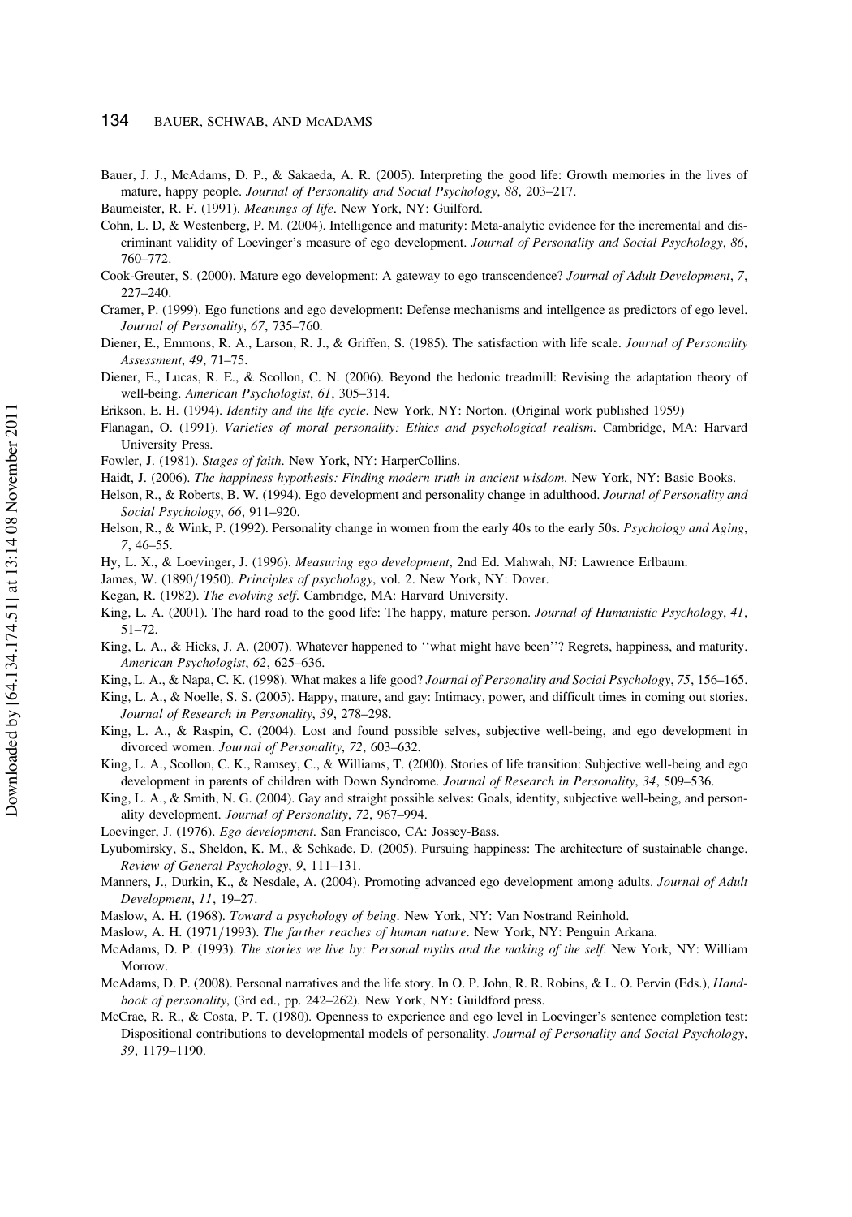Bauer, J. J., McAdams, D. P., & Sakaeda, A. R. (2005). Interpreting the good life: Growth memories in the lives of mature, happy people. *Journal of Personality and Social Psychology*, *88*, 203–217.

Baumeister, R. F. (1991). *Meanings of life*. New York, NY: Guilford.

Cohn, L. D, & Westenberg, P. M. (2004). Intelligence and maturity: Meta-analytic evidence for the incremental and discriminant validity of Loevinger's measure of ego development. *Journal of Personality and Social Psychology*, *86*, 760–772.

Cook-Greuter, S. (2000). Mature ego development: A gateway to ego transcendence? *Journal of Adult Development*, *7*, 227–240.

Cramer, P. (1999). Ego functions and ego development: Defense mechanisms and intellgence as predictors of ego level. *Journal of Personality*, *67*, 735–760.

Diener, E., Emmons, R. A., Larson, R. J., & Griffen, S. (1985). The satisfaction with life scale. *Journal of Personality Assessment*, *49*, 71–75.

Diener, E., Lucas, R. E., & Scollon, C. N. (2006). Beyond the hedonic treadmill: Revising the adaptation theory of well-being. *American Psychologist*, *61*, 305–314.

Erikson, E. H. (1994). *Identity and the life cycle*. New York, NY: Norton. (Original work published 1959)

Flanagan, O. (1991). *Varieties of moral personality: Ethics and psychological realism*. Cambridge, MA: Harvard University Press.

Fowler, J. (1981). *Stages of faith*. New York, NY: HarperCollins.

Haidt, J. (2006). *The happiness hypothesis: Finding modern truth in ancient wisdom*. New York, NY: Basic Books.

Helson, R., & Roberts, B. W. (1994). Ego development and personality change in adulthood. *Journal of Personality and Social Psychology*, *66*, 911–920.

Helson, R., & Wink, P. (1992). Personality change in women from the early 40s to the early 50s. *Psychology and Aging*, *7*, 46–55.

Hy, L. X., & Loevinger, J. (1996). *Measuring ego development*, 2nd Ed. Mahwah, NJ: Lawrence Erlbaum.

James, W. (1890/1950). *Principles of psychology*, vol. 2. New York, NY: Dover.

Kegan, R. (1982). *The evolving self*. Cambridge, MA: Harvard University.

King, L. A. (2001). The hard road to the good life: The happy, mature person. *Journal of Humanistic Psychology*, *41*, 51–72.

King, L. A., & Hicks, J. A. (2007). Whatever happened to ''what might have been''? Regrets, happiness, and maturity. *American Psychologist*, *62*, 625–636.

King, L. A., & Napa, C. K. (1998). What makes a life good? *Journal of Personality and Social Psychology*, *75*, 156–165.

King, L. A., & Noelle, S. S. (2005). Happy, mature, and gay: Intimacy, power, and difficult times in coming out stories. *Journal of Research in Personality*, *39*, 278–298.

King, L. A., & Raspin, C. (2004). Lost and found possible selves, subjective well-being, and ego development in divorced women. *Journal of Personality*, *72*, 603–632.

King, L. A., Scollon, C. K., Ramsey, C., & Williams, T. (2000). Stories of life transition: Subjective well-being and ego development in parents of children with Down Syndrome. *Journal of Research in Personality*, *34*, 509–536.

King, L. A., & Smith, N. G. (2004). Gay and straight possible selves: Goals, identity, subjective well-being, and personality development. *Journal of Personality*, *72*, 967–994.

Loevinger, J. (1976). *Ego development*. San Francisco, CA: Jossey-Bass.

Lyubomirsky, S., Sheldon, K. M., & Schkade, D. (2005). Pursuing happiness: The architecture of sustainable change. *Review of General Psychology*, *9*, 111–131.

Manners, J., Durkin, K., & Nesdale, A. (2004). Promoting advanced ego development among adults. *Journal of Adult Development*, *11*, 19–27.

Maslow, A. H. (1968). *Toward a psychology of being*. New York, NY: Van Nostrand Reinhold.

Maslow, A. H. (1971/1993). *The farther reaches of human nature*. New York, NY: Penguin Arkana.

McAdams, D. P. (1993). *The stories we live by: Personal myths and the making of the self*. New York, NY: William Morrow.

McAdams, D. P. (2008). Personal narratives and the life story. In O. P. John, R. R. Robins, & L. O. Pervin (Eds.), *Handbook of personality*, (3rd ed., pp. 242–262). New York, NY: Guildford press.

McCrae, R. R., & Costa, P. T. (1980). Openness to experience and ego level in Loevinger's sentence completion test: Dispositional contributions to developmental models of personality. *Journal of Personality and Social Psychology*, *39*, 1179–1190.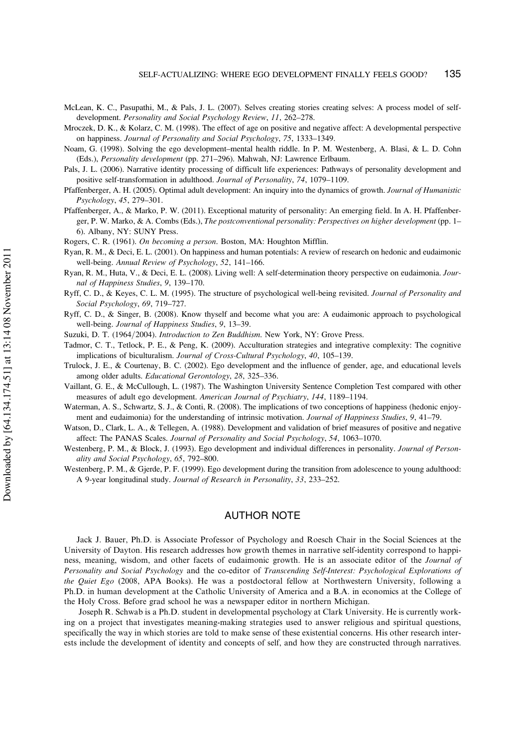McLean, K. C., Pasupathi, M., & Pals, J. L. (2007). Selves creating stories creating selves: A process model of self-development. *Personality and Social Psychology Review*, *11*, 262–278.

Mroczek, D. K., & Kolarz, C. M. (1998). The effect of age on positive and negative affect: A developmental perspective on happiness. *Journal of Personality and Social Psychology*, *75*, 1333–1349.

Noam, G. (1998). Solving the ego development–mental health riddle. In P. M. Westenberg, A. Blasi, & L. D. Cohn (Eds.), *Personality development* (pp. 271–296). Mahwah, NJ: Lawrence Erlbaum.

Pals, J. L. (2006). Narrative identity processing of difficult life experiences: Pathways of personality development and positive self-transformation in adulthood. *Journal of Personality*, *74*, 1079–1109.

Pfaffenberger, A. H. (2005). Optimal adult development: An inquiry into the dynamics of growth. *Journal of Humanistic Psychology*, *45*, 279–301.

Pfaffenberger, A., & Marko, P. W. (2011). Exceptional maturity of personality: An emerging field. In A. H. Pfaffenberger, P. W. Marko, & A. Combs (Eds.), *The postconventional personality: Perspectives on higher development* (pp. 1–6). Albany, NY: SUNY Press.

Rogers, C. R. (1961). *On becoming a person*. Boston, MA: Houghton Mifflin.

Ryan, R. M., & Deci, E. L. (2001). On happiness and human potentials: A review of research on hedonic and eudaimonic well-being. *Annual Review of Psychology*, *52*, 141–166.

Ryan, R. M., Huta, V., & Deci, E. L. (2008). Living well: A self-determination theory perspective on eudaimonia. *Journal of Happiness Studies*, *9*, 139–170.

Ryff, C. D., & Keyes, C. L. M. (1995). The structure of psychological well-being revisited. *Journal of Personality and Social Psychology*, *69*, 719–727.

Ryff, C. D., & Singer, B. (2008). Know thyself and become what you are: A eudaimonic approach to psychological well-being. *Journal of Happiness Studies*, *9*, 13–39.

Suzuki, D. T. (1964/2004). *Introduction to Zen Buddhism*. New York, NY: Grove Press.

Tadmor, C. T., Tetlock, P. E., & Peng, K. (2009). Acculturation strategies and integrative complexity: The cognitive implications of biculturalism. *Journal of Cross-Cultural Psychology*, *40*, 105–139.

Trulock, J. E., & Courtenay, B. C. (2002). Ego development and the influence of gender, age, and educational levels among older adults. *Educational Gerontology*, *28*, 325–336.

Vaillant, G. E., & McCullough, L. (1987). The Washington University Sentence Completion Test compared with other measures of adult ego development. *American Journal of Psychiatry*, *144*, 1189–1194.

Waterman, A. S., Schwartz, S. J., & Conti, R. (2008). The implications of two conceptions of happiness (hedonic enjoyment and eudaimonia) for the understanding of intrinsic motivation. *Journal of Happiness Studies*, *9*, 41–79.

Watson, D., Clark, L. A., & Tellegen, A. (1988). Development and validation of brief measures of positive and negative affect: The PANAS Scales. *Journal of Personality and Social Psychology*, *54*, 1063–1070.

Westenberg, P. M., & Block, J. (1993). Ego development and individual differences in personality. *Journal of Personality and Social Psychology*, *65*, 792–800.

Westenberg, P. M., & Gjerde, P. F. (1999). Ego development during the transition from adolescence to young adulthood: A 9-year longitudinal study. *Journal of Research in Personality*, *33*, 233–252.

## AUTHOR NOTE

Jack J. Bauer, Ph.D. is Associate Professor of Psychology and Roesch Chair in the Social Sciences at the University of Dayton. His research addresses how growth themes in narrative self-identity correspond to happiness, meaning, wisdom, and other facets of eudaimonic growth. He is an associate editor of the *Journal of Personality and Social Psychology* and the co-editor of *Transcending Self-Interest: Psychological Explorations of the Quiet Ego* (2008, APA Books). He was a postdoctoral fellow at Northwestern University, following a Ph.D. in human development at the Catholic University of America and a B.A. in economics at the College of the Holy Cross. Before grad school he was a newspaper editor in northern Michigan.

Joseph R. Schwab is a Ph.D. student in developmental psychology at Clark University. He is currently working on a project that investigates meaning-making strategies used to answer religious and spiritual questions, specifically the way in which stories are told to make sense of these existential concerns. His other research interests include the development of identity and concepts of self, and how they are constructed through narratives.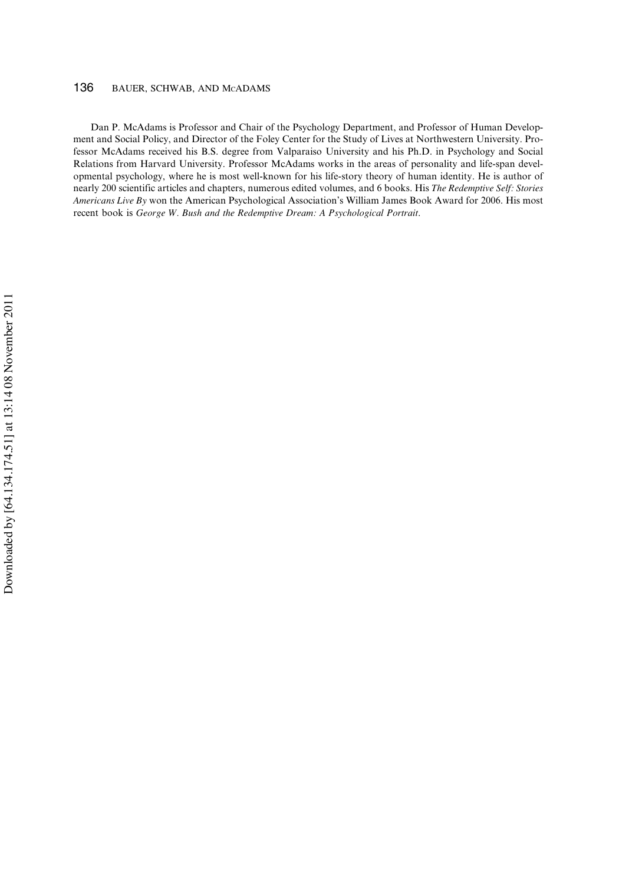Dan P. McAdams is Professor and Chair of the Psychology Department, and Professor of Human Development and Social Policy, and Director of the Foley Center for the Study of Lives at Northwestern University. Professor McAdams received his B.S. degree from Valparaiso University and his Ph.D. in Psychology and Social Relations from Harvard University. Professor McAdams works in the areas of personality and life-span developmental psychology, where he is most well-known for his life-story theory of human identity. He is author of nearly 200 scientific articles and chapters, numerous edited volumes, and 6 books. His *The Redemptive Self: Stories Americans Live By* won the American Psychological Association's William James Book Award for 2006. His most recent book is *George W. Bush and the Redemptive Dream: A Psychological Portrait*.